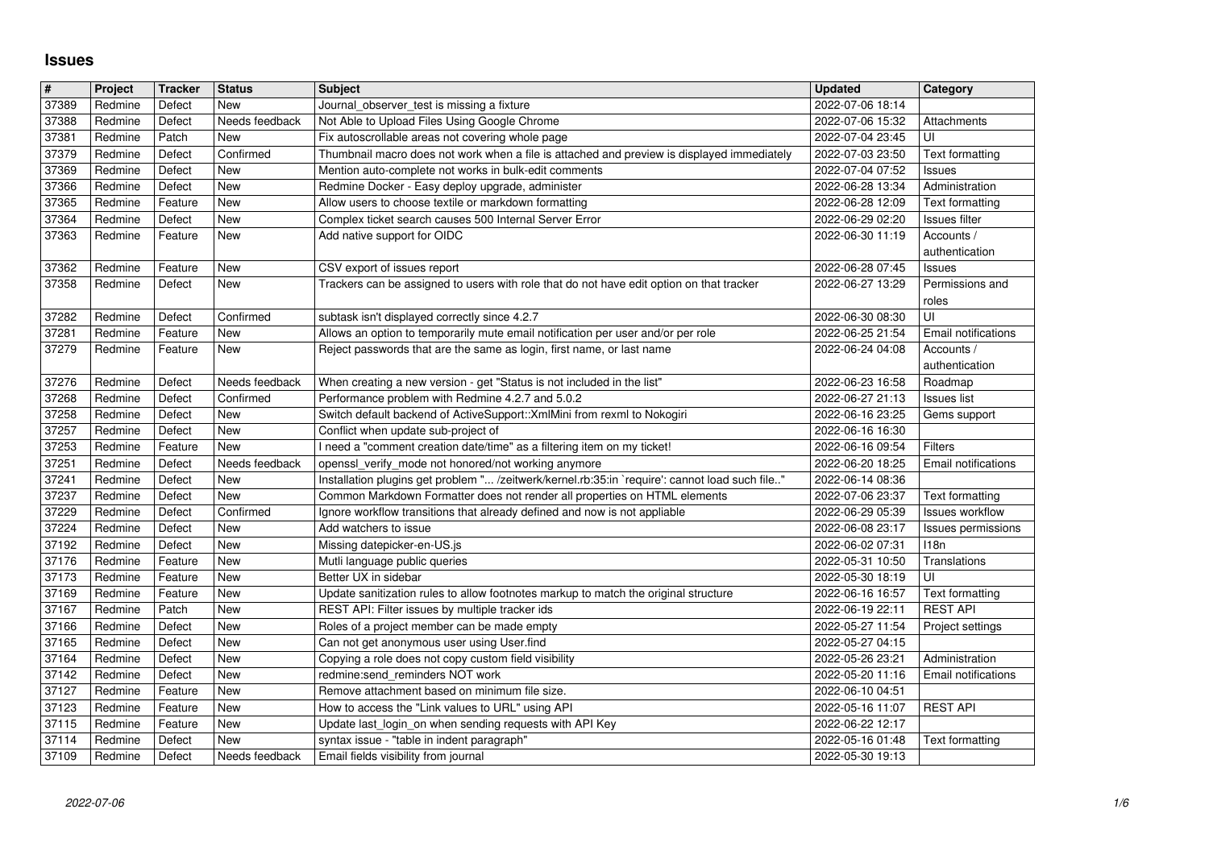# Issues

| # | Project | Tracker | Status | Subject | Updated | Category |
|---|---|---|---|---|---|---|
| 37389 | Redmine | Defect | New | Journal_observer_test is missing a fixture | 2022-07-06 18:14 | |
| 37388 | Redmine | Defect | Needs feedback | Not Able to Upload Files Using Google Chrome | 2022-07-06 15:32 | Attachments |
| 37381 | Redmine | Patch | New | Fix autoscrollable areas not covering whole page | 2022-07-04 23:45 | UI |
| 37379 | Redmine | Defect | Confirmed | Thumbnail macro does not work when a file is attached and preview is displayed immediately | 2022-07-03 23:50 | Text formatting |
| 37369 | Redmine | Defect | New | Mention auto-complete not works in bulk-edit comments | 2022-07-04 07:52 | Issues |
| 37366 | Redmine | Defect | New | Redmine Docker - Easy deploy upgrade, administer | 2022-06-28 13:34 | Administration |
| 37365 | Redmine | Feature | New | Allow users to choose textile or markdown formatting | 2022-06-28 12:09 | Text formatting |
| 37364 | Redmine | Defect | New | Complex ticket search causes 500 Internal Server Error | 2022-06-29 02:20 | Issues filter |
| 37363 | Redmine | Feature | New | Add native support for OIDC | 2022-06-30 11:19 | Accounts / authentication |
| 37362 | Redmine | Feature | New | CSV export of issues report | 2022-06-28 07:45 | Issues |
| 37358 | Redmine | Defect | New | Trackers can be assigned to users with role that do not have edit option on that tracker | 2022-06-27 13:29 | Permissions and roles |
| 37282 | Redmine | Defect | Confirmed | subtask isn't displayed correctly since 4.2.7 | 2022-06-30 08:30 | UI |
| 37281 | Redmine | Feature | New | Allows an option to temporarily mute email notification per user and/or per role | 2022-06-25 21:54 | Email notifications |
| 37279 | Redmine | Feature | New | Reject passwords that are the same as login, first name, or last name | 2022-06-24 04:08 | Accounts / authentication |
| 37276 | Redmine | Defect | Needs feedback | When creating a new version - get "Status is not included in the list" | 2022-06-23 16:58 | Roadmap |
| 37268 | Redmine | Defect | Confirmed | Performance problem with Redmine 4.2.7 and 5.0.2 | 2022-06-27 21:13 | Issues list |
| 37258 | Redmine | Defect | New | Switch default backend of ActiveSupport::XmlMini from rexml to Nokogiri | 2022-06-16 23:25 | Gems support |
| 37257 | Redmine | Defect | New | Conflict when update sub-project of | 2022-06-16 16:30 | |
| 37253 | Redmine | Feature | New | I need a "comment creation date/time" as a filtering item on my ticket! | 2022-06-16 09:54 | Filters |
| 37251 | Redmine | Defect | Needs feedback | openssl_verify_mode not honored/not working anymore | 2022-06-20 18:25 | Email notifications |
| 37241 | Redmine | Defect | New | Installation plugins get problem "... /zeitwerk/kernel.rb:35:in `require': cannot load such file.." | 2022-06-14 08:36 | |
| 37237 | Redmine | Defect | New | Common Markdown Formatter does not render all properties on HTML elements | 2022-07-06 23:37 | Text formatting |
| 37229 | Redmine | Defect | Confirmed | Ignore workflow transitions that already defined and now is not appliable | 2022-06-29 05:39 | Issues workflow |
| 37224 | Redmine | Defect | New | Add watchers to issue | 2022-06-08 23:17 | Issues permissions |
| 37192 | Redmine | Defect | New | Missing datepicker-en-US.js | 2022-06-02 07:31 | I18n |
| 37176 | Redmine | Feature | New | Mutli language public queries | 2022-05-31 10:50 | Translations |
| 37173 | Redmine | Feature | New | Better UX in sidebar | 2022-05-30 18:19 | UI |
| 37169 | Redmine | Feature | New | Update sanitization rules to allow footnotes markup to match the original structure | 2022-06-16 16:57 | Text formatting |
| 37167 | Redmine | Patch | New | REST API: Filter issues by multiple tracker ids | 2022-06-19 22:11 | REST API |
| 37166 | Redmine | Defect | New | Roles of a project member can be made empty | 2022-05-27 11:54 | Project settings |
| 37165 | Redmine | Defect | New | Can not get anonymous user using User.find | 2022-05-27 04:15 | |
| 37164 | Redmine | Defect | New | Copying a role does not copy custom field visibility | 2022-05-26 23:21 | Administration |
| 37142 | Redmine | Defect | New | redmine:send_reminders NOT work | 2022-05-20 11:16 | Email notifications |
| 37127 | Redmine | Feature | New | Remove attachment based on minimum file size. | 2022-06-10 04:51 | |
| 37123 | Redmine | Feature | New | How to access the "Link values to URL" using API | 2022-05-16 11:07 | REST API |
| 37115 | Redmine | Feature | New | Update last_login_on when sending requests with API Key | 2022-06-22 12:17 | |
| 37114 | Redmine | Defect | New | syntax issue - "table in indent paragraph" | 2022-05-16 01:48 | Text formatting |
| 37109 | Redmine | Defect | Needs feedback | Email fields visibility from journal | 2022-05-30 19:13 | |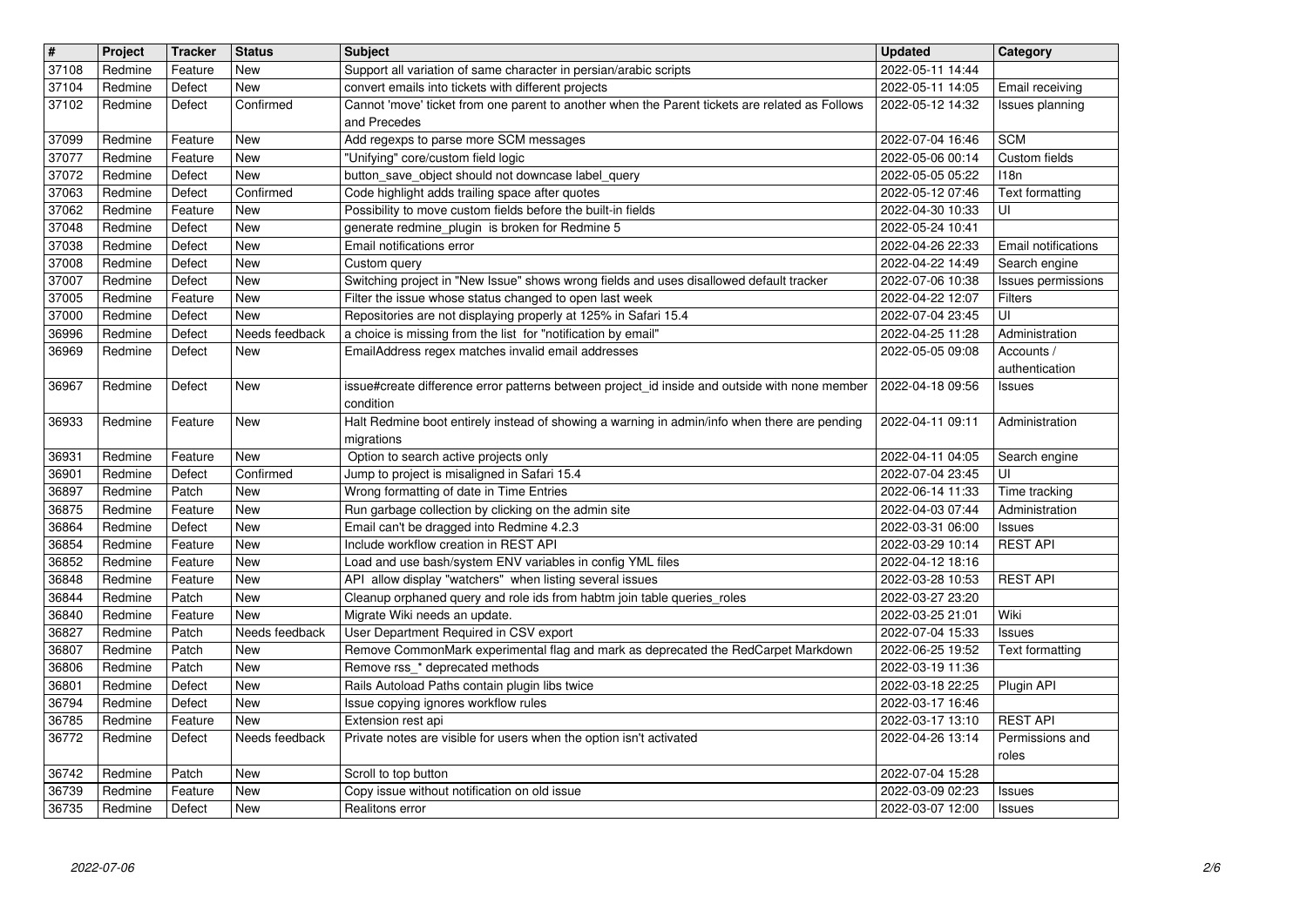| # | Project | Tracker | Status | Subject | Updated | Category |
| --- | --- | --- | --- | --- | --- | --- |
| 37108 | Redmine | Feature | New | Support all variation of same character in persian/arabic scripts | 2022-05-11 14:44 | |
| 37104 | Redmine | Defect | New | convert emails into tickets with different projects | 2022-05-11 14:05 | Email receiving |
| 37102 | Redmine | Defect | Confirmed | Cannot 'move' ticket from one parent to another when the Parent tickets are related as Follows and Precedes | 2022-05-12 14:32 | Issues planning |
| 37099 | Redmine | Feature | New | Add regexps to parse more SCM messages | 2022-07-04 16:46 | SCM |
| 37077 | Redmine | Feature | New | "Unifying" core/custom field logic | 2022-05-06 00:14 | Custom fields |
| 37072 | Redmine | Defect | New | button_save_object should not downcase label_query | 2022-05-05 05:22 | I18n |
| 37063 | Redmine | Defect | Confirmed | Code highlight adds trailing space after quotes | 2022-05-12 07:46 | Text formatting |
| 37062 | Redmine | Feature | New | Possibility to move custom fields before the built-in fields | 2022-04-30 10:33 | UI |
| 37048 | Redmine | Defect | New | generate redmine_plugin is broken for Redmine 5 | 2022-05-24 10:41 | |
| 37038 | Redmine | Defect | New | Email notifications error | 2022-04-26 22:33 | Email notifications |
| 37008 | Redmine | Defect | New | Custom query | 2022-04-22 14:49 | Search engine |
| 37007 | Redmine | Defect | New | Switching project in "New Issue" shows wrong fields and uses disallowed default tracker | 2022-07-06 10:38 | Issues permissions |
| 37005 | Redmine | Feature | New | Filter the issue whose status changed to open last week | 2022-04-22 12:07 | Filters |
| 37000 | Redmine | Defect | New | Repositories are not displaying properly at 125% in Safari 15.4 | 2022-07-04 23:45 | UI |
| 36996 | Redmine | Defect | Needs feedback | a choice is missing from the list for "notification by email" | 2022-04-25 11:28 | Administration |
| 36969 | Redmine | Defect | New | EmailAddress regex matches invalid email addresses | 2022-05-05 09:08 | Accounts / authentication |
| 36967 | Redmine | Defect | New | issue#create difference error patterns between project_id inside and outside with none member condition | 2022-04-18 09:56 | Issues |
| 36933 | Redmine | Feature | New | Halt Redmine boot entirely instead of showing a warning in admin/info when there are pending migrations | 2022-04-11 09:11 | Administration |
| 36931 | Redmine | Feature | New | Option to search active projects only | 2022-04-11 04:05 | Search engine |
| 36901 | Redmine | Defect | Confirmed | Jump to project is misaligned in Safari 15.4 | 2022-07-04 23:45 | UI |
| 36897 | Redmine | Patch | New | Wrong formatting of date in Time Entries | 2022-06-14 11:33 | Time tracking |
| 36875 | Redmine | Feature | New | Run garbage collection by clicking on the admin site | 2022-04-03 07:44 | Administration |
| 36864 | Redmine | Defect | New | Email can't be dragged into Redmine 4.2.3 | 2022-03-31 06:00 | Issues |
| 36854 | Redmine | Feature | New | Include workflow creation in REST API | 2022-03-29 10:14 | REST API |
| 36852 | Redmine | Feature | New | Load and use bash/system ENV variables in config YML files | 2022-04-12 18:16 | |
| 36848 | Redmine | Feature | New | API allow display "watchers" when listing several issues | 2022-03-28 10:53 | REST API |
| 36844 | Redmine | Patch | New | Cleanup orphaned query and role ids from habtm join table queries_roles | 2022-03-27 23:20 | |
| 36840 | Redmine | Feature | New | Migrate Wiki needs an update. | 2022-03-25 21:01 | Wiki |
| 36827 | Redmine | Patch | Needs feedback | User Department Required in CSV export | 2022-07-04 15:33 | Issues |
| 36807 | Redmine | Patch | New | Remove CommonMark experimental flag and mark as deprecated the RedCarpet Markdown | 2022-06-25 19:52 | Text formatting |
| 36806 | Redmine | Patch | New | Remove rss_* deprecated methods | 2022-03-19 11:36 | |
| 36801 | Redmine | Defect | New | Rails Autoload Paths contain plugin libs twice | 2022-03-18 22:25 | Plugin API |
| 36794 | Redmine | Defect | New | Issue copying ignores workflow rules | 2022-03-17 16:46 | |
| 36785 | Redmine | Feature | New | Extension rest api | 2022-03-17 13:10 | REST API |
| 36772 | Redmine | Defect | Needs feedback | Private notes are visible for users when the option isn't activated | 2022-04-26 13:14 | Permissions and roles |
| 36742 | Redmine | Patch | New | Scroll to top button | 2022-07-04 15:28 | |
| 36739 | Redmine | Feature | New | Copy issue without notification on old issue | 2022-03-09 02:23 | Issues |
| 36735 | Redmine | Defect | New | Realitons error | 2022-03-07 12:00 | Issues |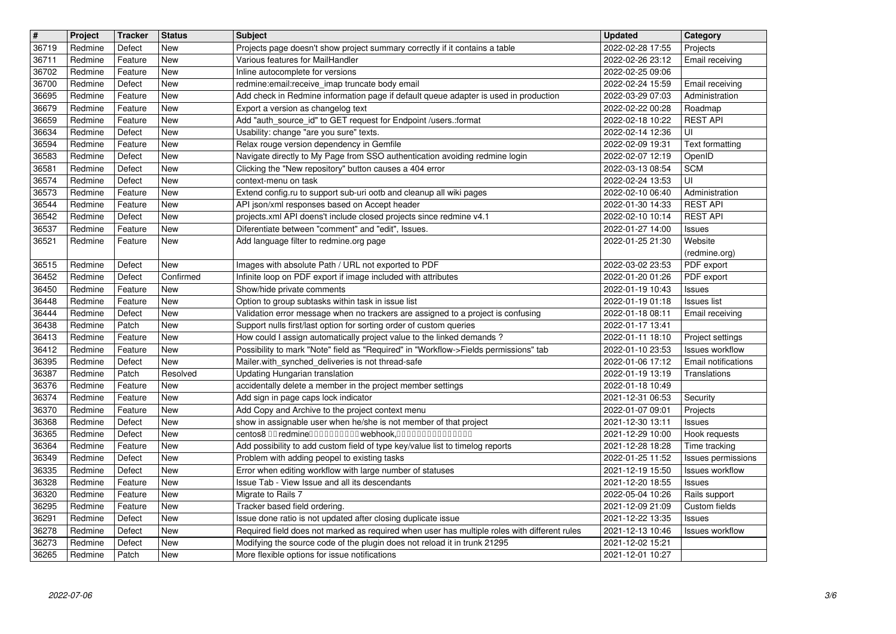| # | Project | Tracker | Status | Subject | Updated | Category |
|---|---|---|---|---|---|---|
| 36719 | Redmine | Defect | New | Projects page doesn't show project summary correctly if it contains a table | 2022-02-28 17:55 | Projects |
| 36711 | Redmine | Feature | New | Various features for MailHandler | 2022-02-26 23:12 | Email receiving |
| 36702 | Redmine | Feature | New | Inline autocomplete for versions | 2022-02-25 09:06 | |
| 36700 | Redmine | Defect | New | redmine:email:receive_imap truncate body email | 2022-02-24 15:59 | Email receiving |
| 36695 | Redmine | Feature | New | Add check in Redmine information page if default queue adapter is used in production | 2022-03-29 07:03 | Administration |
| 36679 | Redmine | Feature | New | Export a version as changelog text | 2022-02-22 00:28 | Roadmap |
| 36659 | Redmine | Feature | New | Add "auth_source_id" to GET request for Endpoint /users.:format | 2022-02-18 10:22 | REST API |
| 36634 | Redmine | Defect | New | Usability: change "are you sure" texts. | 2022-02-14 12:36 | UI |
| 36594 | Redmine | Feature | New | Relax rouge version dependency in Gemfile | 2022-02-09 19:31 | Text formatting |
| 36583 | Redmine | Defect | New | Navigate directly to My Page from SSO authentication avoiding redmine login | 2022-02-07 12:19 | OpenID |
| 36581 | Redmine | Defect | New | Clicking the "New repository" button causes a 404 error | 2022-03-13 08:54 | SCM |
| 36574 | Redmine | Defect | New | context-menu on task | 2022-02-24 13:53 | UI |
| 36573 | Redmine | Feature | New | Extend config.ru to support sub-uri ootb and cleanup all wiki pages | 2022-02-10 06:40 | Administration |
| 36544 | Redmine | Feature | New | API json/xml responses based on Accept header | 2022-01-30 14:33 | REST API |
| 36542 | Redmine | Defect | New | projects.xml API doens't include closed projects since redmine v4.1 | 2022-02-10 10:14 | REST API |
| 36537 | Redmine | Feature | New | Diferentiate between "comment" and "edit", Issues. | 2022-01-27 14:00 | Issues |
| 36521 | Redmine | Feature | New | Add language filter to redmine.org page | 2022-01-25 21:30 | Website (redmine.org) |
| 36515 | Redmine | Defect | New | Images with absolute Path / URL not exported to PDF | 2022-03-02 23:53 | PDF export |
| 36452 | Redmine | Defect | Confirmed | Infinite loop on PDF export if image included with attributes | 2022-01-20 01:26 | PDF export |
| 36450 | Redmine | Feature | New | Show/hide private comments | 2022-01-19 10:43 | Issues |
| 36448 | Redmine | Feature | New | Option to group subtasks within task in issue list | 2022-01-19 01:18 | Issues list |
| 36444 | Redmine | Defect | New | Validation error message when no trackers are assigned to a project is confusing | 2022-01-18 08:11 | Email receiving |
| 36438 | Redmine | Patch | New | Support nulls first/last option for sorting order of custom queries | 2022-01-17 13:41 | |
| 36413 | Redmine | Feature | New | How could I assign automatically project value to the linked demands ? | 2022-01-11 18:10 | Project settings |
| 36412 | Redmine | Feature | New | Possibility to mark "Note" field as "Required" in "Workflow->Fields permissions" tab | 2022-01-10 23:53 | Issues workflow |
| 36395 | Redmine | Defect | New | Mailer.with_synched_deliveries is not thread-safe | 2022-01-06 17:12 | Email notifications |
| 36387 | Redmine | Patch | Resolved | Updating Hungarian translation | 2022-01-19 13:19 | Translations |
| 36376 | Redmine | Feature | New | accidentally delete a member in the project member settings | 2022-01-18 10:49 | |
| 36374 | Redmine | Feature | New | Add sign in page caps lock indicator | 2021-12-31 06:53 | Security |
| 36370 | Redmine | Feature | New | Add Copy and Archive to the project context menu | 2022-01-07 09:01 | Projects |
| 36368 | Redmine | Defect | New | show in assignable user when he/she is not member of that project | 2021-12-30 13:11 | Issues |
| 36365 | Redmine | Defect | New | centos8 □□redmine□□□□□□□□□□webhook,□□□□□□□□□□□□□□□ | 2021-12-29 10:00 | Hook requests |
| 36364 | Redmine | Feature | New | Add possibility to add custom field of type key/value list to timelog reports | 2021-12-28 18:28 | Time tracking |
| 36349 | Redmine | Defect | New | Problem with adding peopel to existing tasks | 2022-01-25 11:52 | Issues permissions |
| 36335 | Redmine | Defect | New | Error when editing workflow with large number of statuses | 2021-12-19 15:50 | Issues workflow |
| 36328 | Redmine | Feature | New | Issue Tab - View Issue and all its descendants | 2021-12-20 18:55 | Issues |
| 36320 | Redmine | Feature | New | Migrate to Rails 7 | 2022-05-04 10:26 | Rails support |
| 36295 | Redmine | Feature | New | Tracker based field ordering. | 2021-12-09 21:09 | Custom fields |
| 36291 | Redmine | Defect | New | Issue done ratio is not updated after closing duplicate issue | 2021-12-22 13:35 | Issues |
| 36278 | Redmine | Defect | New | Required field does not marked as required when user has multiple roles with different rules | 2021-12-13 10:46 | Issues workflow |
| 36273 | Redmine | Defect | New | Modifying the source code of the plugin does not reload it in trunk 21295 | 2021-12-02 15:21 | |
| 36265 | Redmine | Patch | New | More flexible options for issue notifications | 2021-12-01 10:27 | |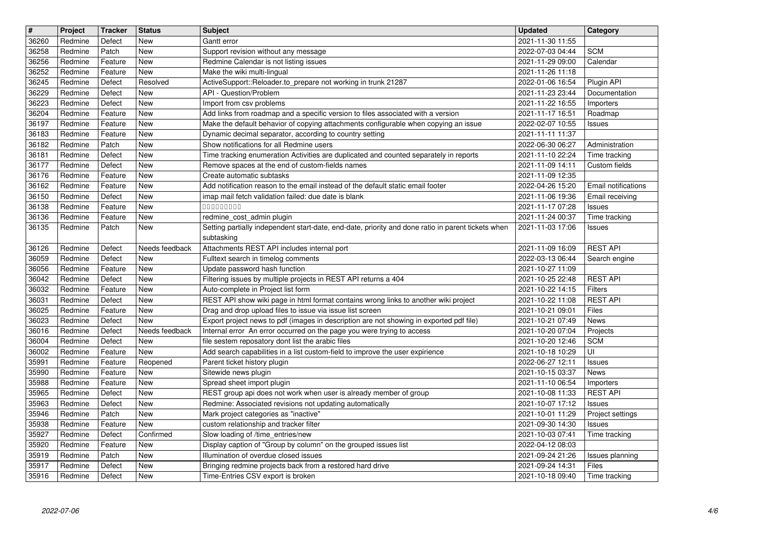| # | Project | Tracker | Status | Subject | Updated | Category |
|---|---|---|---|---|---|---|
| 36260 | Redmine | Defect | New | Gantt error | 2021-11-30 11:55 | |
| 36258 | Redmine | Patch | New | Support revision without any message | 2022-07-03 04:44 | SCM |
| 36256 | Redmine | Feature | New | Redmine Calendar is not listing issues | 2021-11-29 09:00 | Calendar |
| 36252 | Redmine | Feature | New | Make the wiki multi-lingual | 2021-11-26 11:18 | |
| 36245 | Redmine | Defect | Resolved | ActiveSupport::Reloader.to_prepare not working in trunk 21287 | 2022-01-06 16:54 | Plugin API |
| 36229 | Redmine | Defect | New | API - Question/Problem | 2021-11-23 23:44 | Documentation |
| 36223 | Redmine | Defect | New | Import from csv problems | 2021-11-22 16:55 | Importers |
| 36204 | Redmine | Feature | New | Add links from roadmap and a specific version to files associated with a version | 2021-11-17 16:51 | Roadmap |
| 36197 | Redmine | Feature | New | Make the default behavior of copying attachments configurable when copying an issue | 2022-02-07 10:55 | Issues |
| 36183 | Redmine | Feature | New | Dynamic decimal separator, according to country setting | 2021-11-11 11:37 | |
| 36182 | Redmine | Patch | New | Show notifications for all Redmine users | 2022-06-30 06:27 | Administration |
| 36181 | Redmine | Defect | New | Time tracking enumeration Activities are duplicated and counted separately in reports | 2021-11-10 22:24 | Time tracking |
| 36177 | Redmine | Defect | New | Remove spaces at the end of custom-fields names | 2021-11-09 14:11 | Custom fields |
| 36176 | Redmine | Feature | New | Create automatic subtasks | 2021-11-09 12:35 | |
| 36162 | Redmine | Feature | New | Add notification reason to the email instead of the default static email footer | 2022-04-26 15:20 | Email notifications |
| 36150 | Redmine | Defect | New | imap mail fetch validation failed: due date is blank | 2021-11-06 19:36 | Email receiving |
| 36138 | Redmine | Feature | New | □□□□□□□□□ | 2021-11-17 07:28 | Issues |
| 36136 | Redmine | Feature | New | redmine_cost_admin plugin | 2021-11-24 00:37 | Time tracking |
| 36135 | Redmine | Patch | New | Setting partially independent start-date, end-date, priority and done ratio in parent tickets when subtasking | 2021-11-03 17:06 | Issues |
| 36126 | Redmine | Defect | Needs feedback | Attachments REST API includes internal port | 2021-11-09 16:09 | REST API |
| 36059 | Redmine | Defect | New | Fulltext search in timelog comments | 2022-03-13 06:44 | Search engine |
| 36056 | Redmine | Feature | New | Update password hash function | 2021-10-27 11:09 | |
| 36042 | Redmine | Defect | New | Filtering issues by multiple projects in REST API returns a 404 | 2021-10-25 22:48 | REST API |
| 36032 | Redmine | Feature | New | Auto-complete in Project list form | 2021-10-22 14:15 | Filters |
| 36031 | Redmine | Defect | New | REST API show wiki page in html format contains wrong links to another wiki project | 2021-10-22 11:08 | REST API |
| 36025 | Redmine | Feature | New | Drag and drop upload files to issue via issue list screen | 2021-10-21 09:01 | Files |
| 36023 | Redmine | Defect | New | Export project news to pdf (images in description are not showing in exported pdf file) | 2021-10-21 07:49 | News |
| 36016 | Redmine | Defect | Needs feedback | Internal error An error occurred on the page you were trying to access | 2021-10-20 07:04 | Projects |
| 36004 | Redmine | Defect | New | file sestem reposatory dont list the arabic files | 2021-10-20 12:46 | SCM |
| 36002 | Redmine | Feature | New | Add search capabilities in a list custom-field to improve the user expirience | 2021-10-18 10:29 | UI |
| 35991 | Redmine | Feature | Reopened | Parent ticket history plugin | 2022-06-27 12:11 | Issues |
| 35990 | Redmine | Feature | New | Sitewide news plugin | 2021-10-15 03:37 | News |
| 35988 | Redmine | Feature | New | Spread sheet import plugin | 2021-11-10 06:54 | Importers |
| 35965 | Redmine | Defect | New | REST group api does not work when user is already member of group | 2021-10-08 11:33 | REST API |
| 35963 | Redmine | Defect | New | Redmine: Associated revisions not updating automatically | 2021-10-07 17:12 | Issues |
| 35946 | Redmine | Patch | New | Mark project categories as "inactive" | 2021-10-01 11:29 | Project settings |
| 35938 | Redmine | Feature | New | custom relationship and tracker filter | 2021-09-30 14:30 | Issues |
| 35927 | Redmine | Defect | Confirmed | Slow loading of /time_entries/new | 2021-10-03 07:41 | Time tracking |
| 35920 | Redmine | Feature | New | Display caption of "Group by column" on the grouped issues list | 2022-04-12 08:03 | |
| 35919 | Redmine | Patch | New | Illumination of overdue closed issues | 2021-09-24 21:26 | Issues planning |
| 35917 | Redmine | Defect | New | Bringing redmine projects back from a restored hard drive | 2021-09-24 14:31 | Files |
| 35916 | Redmine | Defect | New | Time-Entries CSV export is broken | 2021-10-18 09:40 | Time tracking |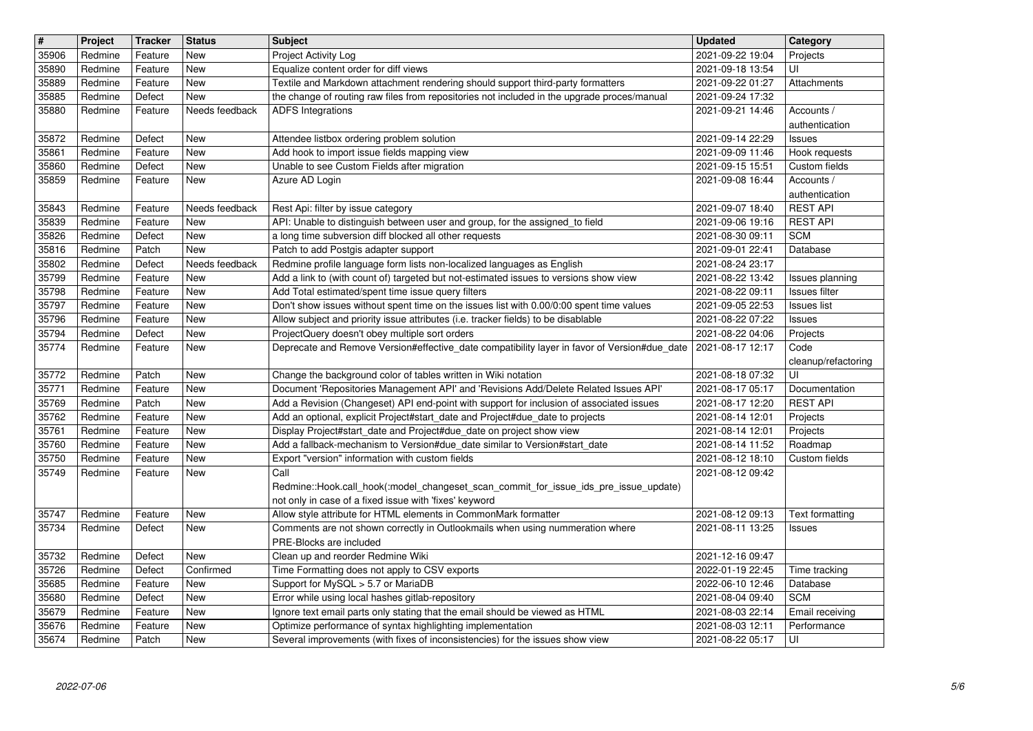| # | Project | Tracker | Status | Subject | Updated | Category |
|---|---|---|---|---|---|---|
| 35906 | Redmine | Feature | New | Project Activity Log | 2021-09-22 19:04 | Projects |
| 35890 | Redmine | Feature | New | Equalize content order for diff views | 2021-09-18 13:54 | UI |
| 35889 | Redmine | Feature | New | Textile and Markdown attachment rendering should support third-party formatters | 2021-09-22 01:27 | Attachments |
| 35885 | Redmine | Defect | New | the change of routing raw files from repositories not included in the upgrade proces/manual | 2021-09-24 17:32 | |
| 35880 | Redmine | Feature | Needs feedback | ADFS Integrations | 2021-09-21 14:46 | Accounts / authentication |
| 35872 | Redmine | Defect | New | Attendee listbox ordering problem solution | 2021-09-14 22:29 | Issues |
| 35861 | Redmine | Feature | New | Add hook to import issue fields mapping view | 2021-09-09 11:46 | Hook requests |
| 35860 | Redmine | Defect | New | Unable to see Custom Fields after migration | 2021-09-15 15:51 | Custom fields |
| 35859 | Redmine | Feature | New | Azure AD Login | 2021-09-08 16:44 | Accounts / authentication |
| 35843 | Redmine | Feature | Needs feedback | Rest Api: filter by issue category | 2021-09-07 18:40 | REST API |
| 35839 | Redmine | Feature | New | API: Unable to distinguish between user and group, for the assigned_to field | 2021-09-06 19:16 | REST API |
| 35826 | Redmine | Defect | New | a long time subversion diff blocked all other requests | 2021-08-30 09:11 | SCM |
| 35816 | Redmine | Patch | New | Patch to add Postgis adapter support | 2021-09-01 22:41 | Database |
| 35802 | Redmine | Defect | Needs feedback | Redmine profile language form lists non-localized languages as English | 2021-08-24 23:17 | |
| 35799 | Redmine | Feature | New | Add a link to (with count of) targeted but not-estimated issues to versions show view | 2021-08-22 13:42 | Issues planning |
| 35798 | Redmine | Feature | New | Add Total estimated/spent time issue query filters | 2021-08-22 09:11 | Issues filter |
| 35797 | Redmine | Feature | New | Don't show issues without spent time on the issues list with 0.00/0:00 spent time values | 2021-09-05 22:53 | Issues list |
| 35796 | Redmine | Feature | New | Allow subject and priority issue attributes (i.e. tracker fields) to be disablable | 2021-08-22 07:22 | Issues |
| 35794 | Redmine | Defect | New | ProjectQuery doesn't obey multiple sort orders | 2021-08-22 04:06 | Projects |
| 35774 | Redmine | Feature | New | Deprecate and Remove Version#effective_date compatibility layer in favor of Version#due_date | 2021-08-17 12:17 | Code cleanup/refactoring |
| 35772 | Redmine | Patch | New | Change the background color of tables written in Wiki notation | 2021-08-18 07:32 | UI |
| 35771 | Redmine | Feature | New | Document 'Repositories Management API' and 'Revisions Add/Delete Related Issues API' | 2021-08-17 05:17 | Documentation |
| 35769 | Redmine | Patch | New | Add a Revision (Changeset) API end-point with support for inclusion of associated issues | 2021-08-17 12:20 | REST API |
| 35762 | Redmine | Feature | New | Add an optional, explicit Project#start_date and Project#due_date to projects | 2021-08-14 12:01 | Projects |
| 35761 | Redmine | Feature | New | Display Project#start_date and Project#due_date on project show view | 2021-08-14 12:01 | Projects |
| 35760 | Redmine | Feature | New | Add a fallback-mechanism to Version#due_date similar to Version#start_date | 2021-08-14 11:52 | Roadmap |
| 35750 | Redmine | Feature | New | Export "version" information with custom fields | 2021-08-12 18:10 | Custom fields |
| 35749 | Redmine | Feature | New | Call Redmine::Hook.call_hook(:model_changeset_scan_commit_for_issue_ids_pre_issue_update) not only in case of a fixed issue with 'fixes' keyword | 2021-08-12 09:42 | |
| 35747 | Redmine | Feature | New | Allow style attribute for HTML elements in CommonMark formatter | 2021-08-12 09:13 | Text formatting |
| 35734 | Redmine | Defect | New | Comments are not shown correctly in Outlookmails when using nummeration where PRE-Blocks are included | 2021-08-11 13:25 | Issues |
| 35732 | Redmine | Defect | New | Clean up and reorder Redmine Wiki | 2021-12-16 09:47 | |
| 35726 | Redmine | Defect | Confirmed | Time Formatting does not apply to CSV exports | 2022-01-19 22:45 | Time tracking |
| 35685 | Redmine | Feature | New | Support for MySQL > 5.7 or MariaDB | 2022-06-10 12:46 | Database |
| 35680 | Redmine | Defect | New | Error while using local hashes gitlab-repository | 2021-08-04 09:40 | SCM |
| 35679 | Redmine | Feature | New | Ignore text email parts only stating that the email should be viewed as HTML | 2021-08-03 22:14 | Email receiving |
| 35676 | Redmine | Feature | New | Optimize performance of syntax highlighting implementation | 2021-08-03 12:11 | Performance |
| 35674 | Redmine | Patch | New | Several improvements (with fixes of inconsistencies) for the issues show view | 2021-08-22 05:17 | UI |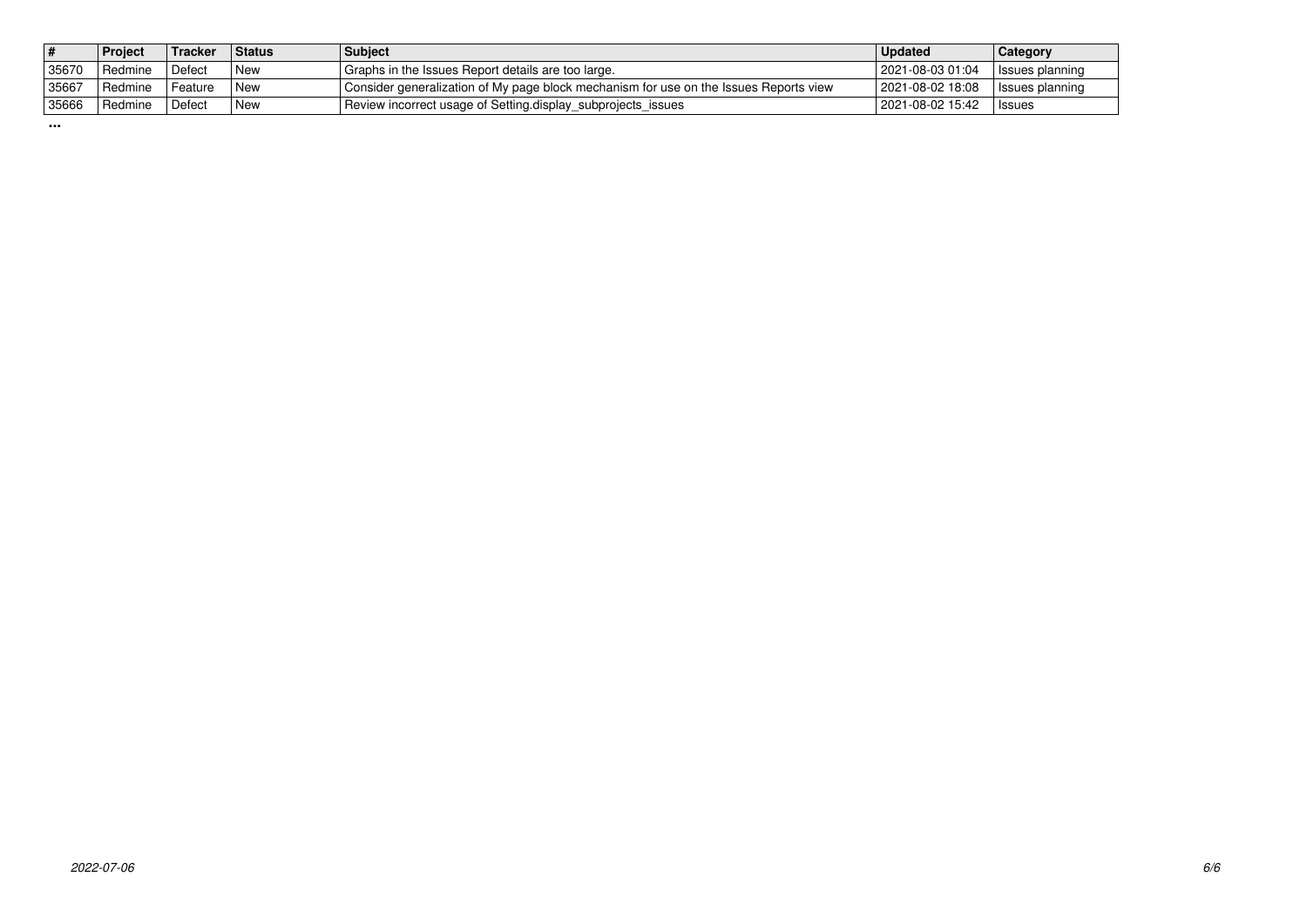| # | Project | Tracker | Status | Subject | Updated | Category |
|---|---|---|---|---|---|---|
| 35670 | Redmine | Defect | New | Graphs in the Issues Report details are too large. | 2021-08-03 01:04 | Issues planning |
| 35667 | Redmine | Feature | New | Consider generalization of My page block mechanism for use on the Issues Reports view | 2021-08-02 18:08 | Issues planning |
| 35666 | Redmine | Defect | New | Review incorrect usage of Setting.display_subprojects_issues | 2021-08-02 15:42 | Issues |

...